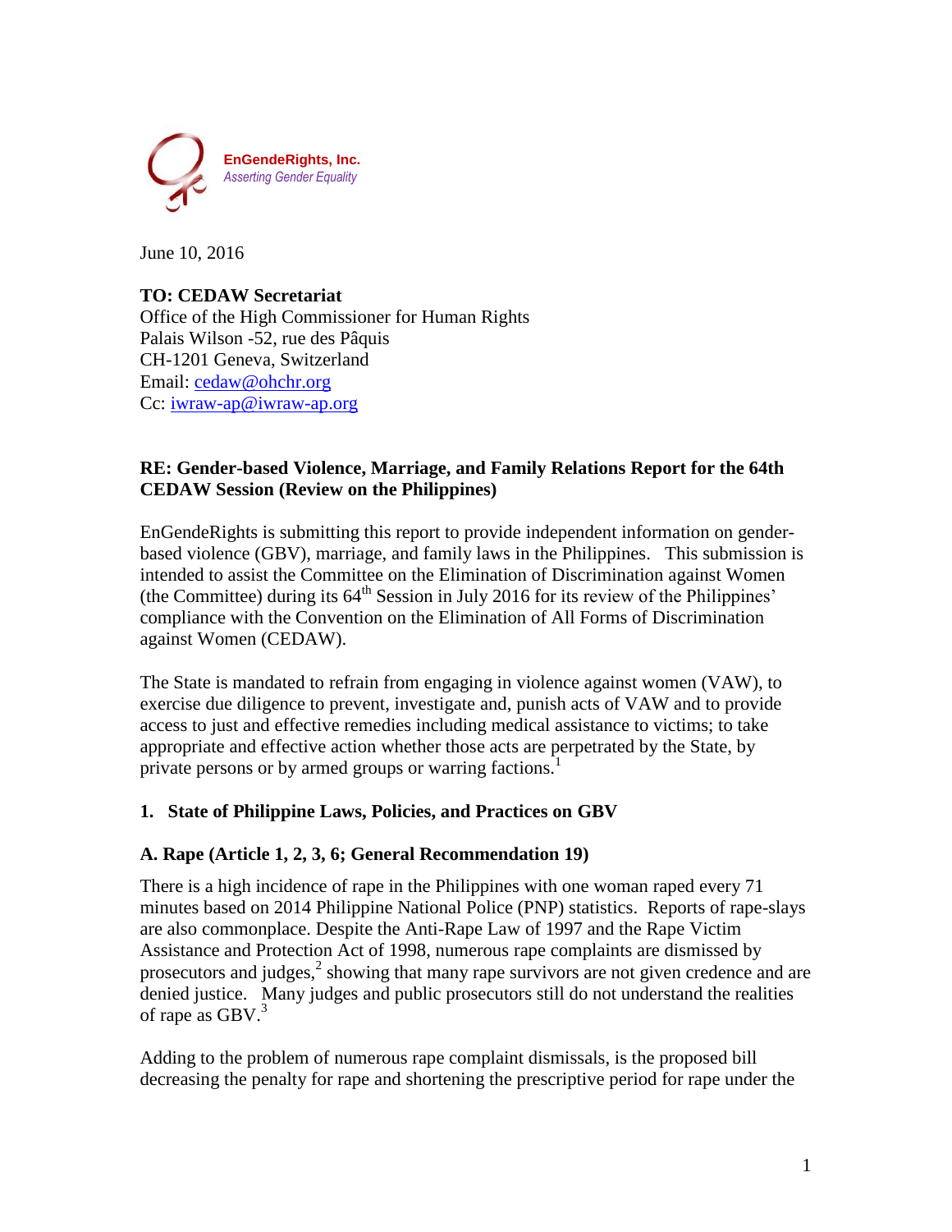**EnGendeRights, Inc.**
*Asserting Gender Equality*

June 10, 2016

**TO: CEDAW Secretariat**
Office of the High Commissioner for Human Rights
Palais Wilson -52, rue des Pâquis
CH-1201 Geneva, Switzerland
Email: cedaw@ohchr.org
Cc: iwraw-ap@iwraw-ap.org

**RE: Gender-based Violence, Marriage, and Family Relations Report for the 64th CEDAW Session (Review on the Philippines)**

EnGendeRights is submitting this report to provide independent information on gender-based violence (GBV), marriage, and family laws in the Philippines. This submission is intended to assist the Committee on the Elimination of Discrimination against Women (the Committee) during its 64th Session in July 2016 for its review of the Philippines' compliance with the Convention on the Elimination of All Forms of Discrimination against Women (CEDAW).

The State is mandated to refrain from engaging in violence against women (VAW), to exercise due diligence to prevent, investigate and, punish acts of VAW and to provide access to just and effective remedies including medical assistance to victims; to take appropriate and effective action whether those acts are perpetrated by the State, by private persons or by armed groups or warring factions.[1]

### 1. State of Philippine Laws, Policies, and Practices on GBV

### A. Rape (Article 1, 2, 3, 6; General Recommendation 19)

There is a high incidence of rape in the Philippines with one woman raped every 71 minutes based on 2014 Philippine National Police (PNP) statistics. Reports of rape-slays are also commonplace. Despite the Anti-Rape Law of 1997 and the Rape Victim Assistance and Protection Act of 1998, numerous rape complaints are dismissed by prosecutors and judges,[2] showing that many rape survivors are not given credence and are denied justice. Many judges and public prosecutors still do not understand the realities of rape as GBV.[3]

Adding to the problem of numerous rape complaint dismissals, is the proposed bill decreasing the penalty for rape and shortening the prescriptive period for rape under the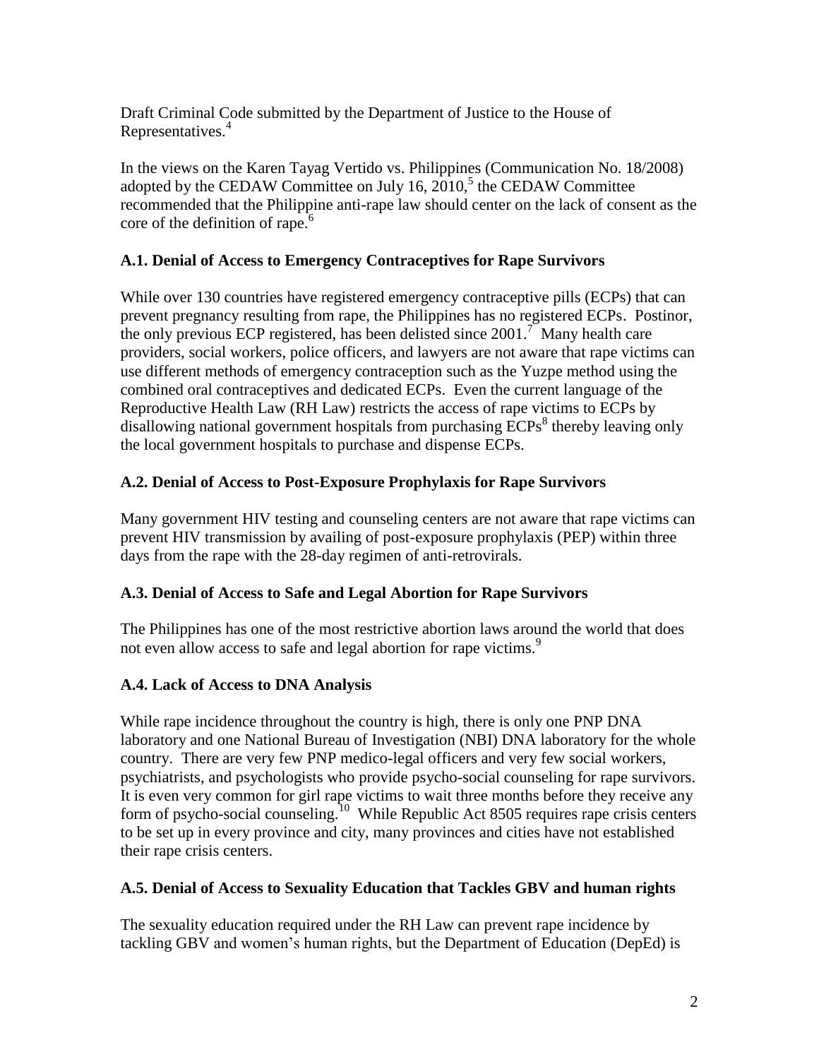Draft Criminal Code submitted by the Department of Justice to the House of Representatives.[4]

In the views on the Karen Tayag Vertido vs. Philippines (Communication No. 18/2008) adopted by the CEDAW Committee on July 16, 2010,[5] the CEDAW Committee recommended that the Philippine anti-rape law should center on the lack of consent as the core of the definition of rape.[6]

### A.1. Denial of Access to Emergency Contraceptives for Rape Survivors

While over 130 countries have registered emergency contraceptive pills (ECPs) that can prevent pregnancy resulting from rape, the Philippines has no registered ECPs. Postinor, the only previous ECP registered, has been delisted since 2001.[7] Many health care providers, social workers, police officers, and lawyers are not aware that rape victims can use different methods of emergency contraception such as the Yuzpe method using the combined oral contraceptives and dedicated ECPs. Even the current language of the Reproductive Health Law (RH Law) restricts the access of rape victims to ECPs by disallowing national government hospitals from purchasing ECPs[8] thereby leaving only the local government hospitals to purchase and dispense ECPs.

### A.2. Denial of Access to Post-Exposure Prophylaxis for Rape Survivors

Many government HIV testing and counseling centers are not aware that rape victims can prevent HIV transmission by availing of post-exposure prophylaxis (PEP) within three days from the rape with the 28-day regimen of anti-retrovirals.

### A.3. Denial of Access to Safe and Legal Abortion for Rape Survivors

The Philippines has one of the most restrictive abortion laws around the world that does not even allow access to safe and legal abortion for rape victims.[9]

### A.4. Lack of Access to DNA Analysis

While rape incidence throughout the country is high, there is only one PNP DNA laboratory and one National Bureau of Investigation (NBI) DNA laboratory for the whole country. There are very few PNP medico-legal officers and very few social workers, psychiatrists, and psychologists who provide psycho-social counseling for rape survivors. It is even very common for girl rape victims to wait three months before they receive any form of psycho-social counseling.[10] While Republic Act 8505 requires rape crisis centers to be set up in every province and city, many provinces and cities have not established their rape crisis centers.

### A.5. Denial of Access to Sexuality Education that Tackles GBV and human rights

The sexuality education required under the RH Law can prevent rape incidence by tackling GBV and women's human rights, but the Department of Education (DepEd) is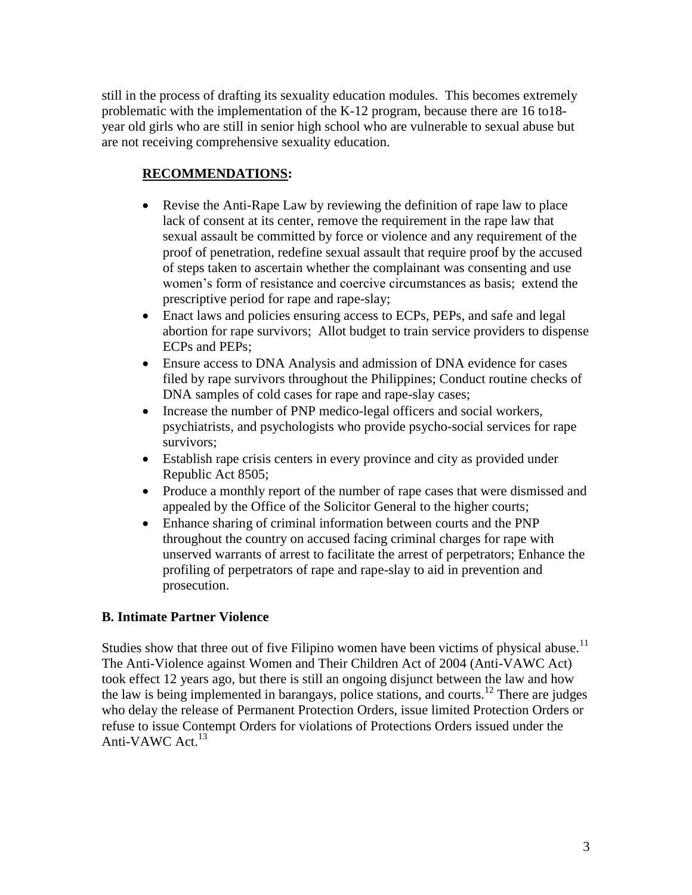still in the process of drafting its sexuality education modules. This becomes extremely problematic with the implementation of the K-12 program, because there are 16 to18-year old girls who are still in senior high school who are vulnerable to sexual abuse but are not receiving comprehensive sexuality education.

**RECOMMENDATIONS:**

- Revise the Anti-Rape Law by reviewing the definition of rape law to place lack of consent at its center, remove the requirement in the rape law that sexual assault be committed by force or violence and any requirement of the proof of penetration, redefine sexual assault that require proof by the accused of steps taken to ascertain whether the complainant was consenting and use women's form of resistance and coercive circumstances as basis; extend the prescriptive period for rape and rape-slay;
- Enact laws and policies ensuring access to ECPs, PEPs, and safe and legal abortion for rape survivors; Allot budget to train service providers to dispense ECPs and PEPs;
- Ensure access to DNA Analysis and admission of DNA evidence for cases filed by rape survivors throughout the Philippines; Conduct routine checks of DNA samples of cold cases for rape and rape-slay cases;
- Increase the number of PNP medico-legal officers and social workers, psychiatrists, and psychologists who provide psycho-social services for rape survivors;
- Establish rape crisis centers in every province and city as provided under Republic Act 8505;
- Produce a monthly report of the number of rape cases that were dismissed and appealed by the Office of the Solicitor General to the higher courts;
- Enhance sharing of criminal information between courts and the PNP throughout the country on accused facing criminal charges for rape with unserved warrants of arrest to facilitate the arrest of perpetrators; Enhance the profiling of perpetrators of rape and rape-slay to aid in prevention and prosecution.

### B. Intimate Partner Violence

Studies show that three out of five Filipino women have been victims of physical abuse.[11] The Anti-Violence against Women and Their Children Act of 2004 (Anti-VAWC Act) took effect 12 years ago, but there is still an ongoing disjunct between the law and how the law is being implemented in barangays, police stations, and courts.[12] There are judges who delay the release of Permanent Protection Orders, issue limited Protection Orders or refuse to issue Contempt Orders for violations of Protections Orders issued under the Anti-VAWC Act.[13]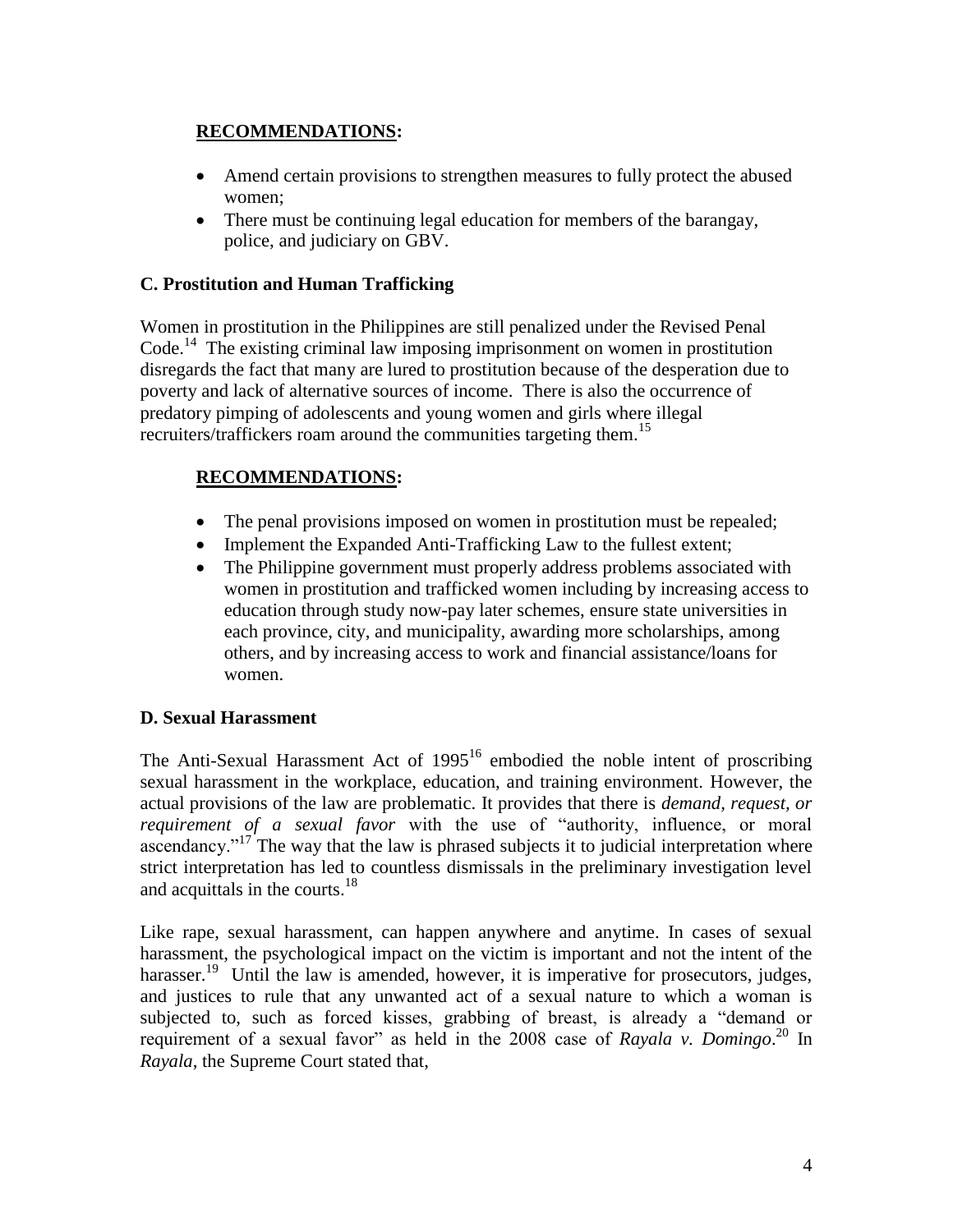**RECOMMENDATIONS:**

- Amend certain provisions to strengthen measures to fully protect the abused women;
- There must be continuing legal education for members of the barangay, police, and judiciary on GBV.

### C. Prostitution and Human Trafficking

Women in prostitution in the Philippines are still penalized under the Revised Penal Code.[14] The existing criminal law imposing imprisonment on women in prostitution disregards the fact that many are lured to prostitution because of the desperation due to poverty and lack of alternative sources of income. There is also the occurrence of predatory pimping of adolescents and young women and girls where illegal recruiters/traffickers roam around the communities targeting them.[15]

**RECOMMENDATIONS:**

- The penal provisions imposed on women in prostitution must be repealed;
- Implement the Expanded Anti-Trafficking Law to the fullest extent;
- The Philippine government must properly address problems associated with women in prostitution and trafficked women including by increasing access to education through study now-pay later schemes, ensure state universities in each province, city, and municipality, awarding more scholarships, among others, and by increasing access to work and financial assistance/loans for women.

### D. Sexual Harassment

The Anti-Sexual Harassment Act of 1995[16] embodied the noble intent of proscribing sexual harassment in the workplace, education, and training environment. However, the actual provisions of the law are problematic. It provides that there is *demand, request, or requirement of a sexual favor* with the use of "authority, influence, or moral ascendancy."[17] The way that the law is phrased subjects it to judicial interpretation where strict interpretation has led to countless dismissals in the preliminary investigation level and acquittals in the courts.[18]

Like rape, sexual harassment, can happen anywhere and anytime. In cases of sexual harassment, the psychological impact on the victim is important and not the intent of the harasser.[19] Until the law is amended, however, it is imperative for prosecutors, judges, and justices to rule that any unwanted act of a sexual nature to which a woman is subjected to, such as forced kisses, grabbing of breast, is already a "demand or requirement of a sexual favor" as held in the 2008 case of *Rayala v. Domingo*.[20] In *Rayala*, the Supreme Court stated that,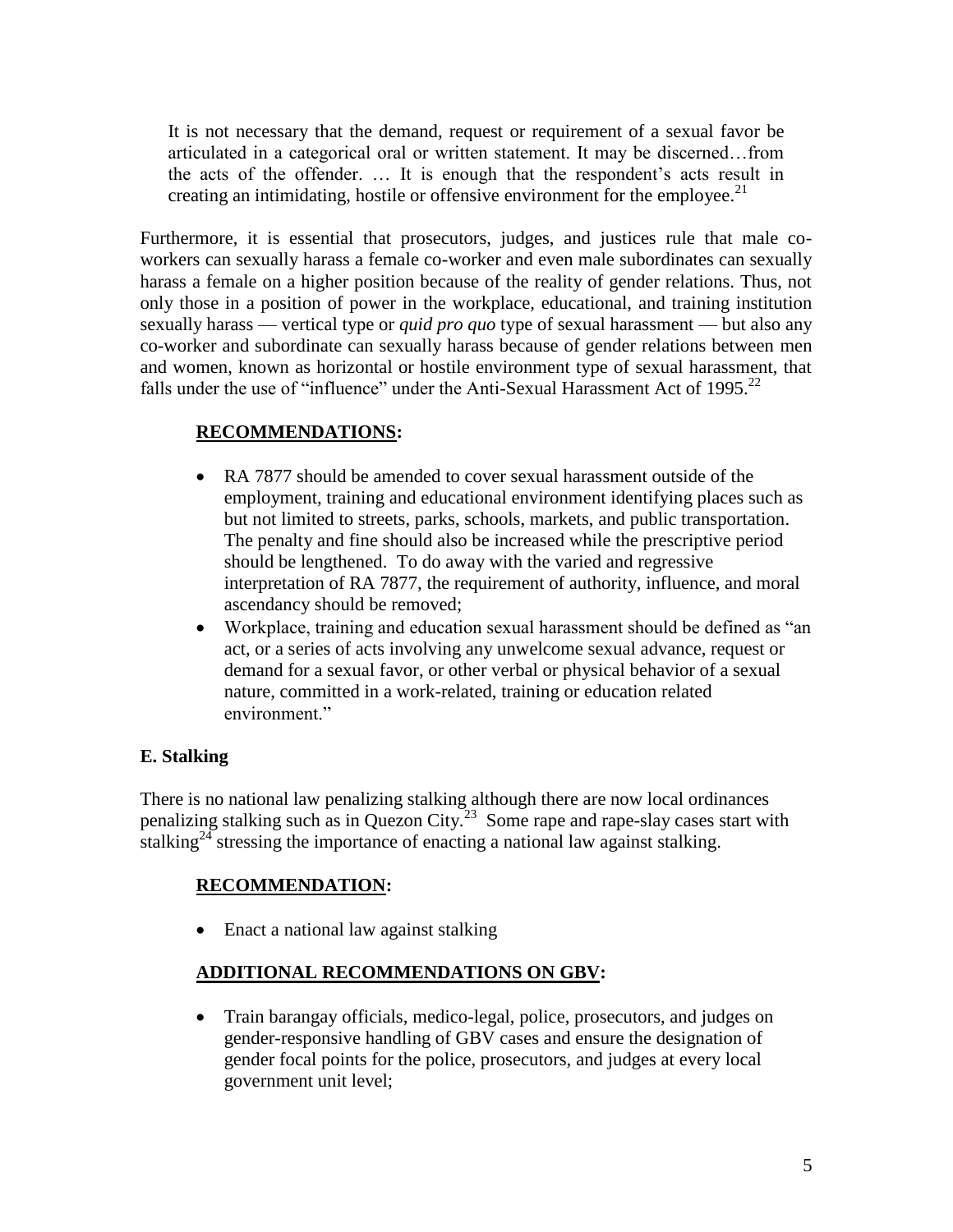> It is not necessary that the demand, request or requirement of a sexual favor be articulated in a categorical oral or written statement. It may be discerned…from the acts of the offender. … It is enough that the respondent's acts result in creating an intimidating, hostile or offensive environment for the employee.[21]

Furthermore, it is essential that prosecutors, judges, and justices rule that male co-workers can sexually harass a female co-worker and even male subordinates can sexually harass a female on a higher position because of the reality of gender relations. Thus, not only those in a position of power in the workplace, educational, and training institution sexually harass — vertical type or *quid pro quo* type of sexual harassment — but also any co-worker and subordinate can sexually harass because of gender relations between men and women, known as horizontal or hostile environment type of sexual harassment, that falls under the use of "influence" under the Anti-Sexual Harassment Act of 1995.[22]

**RECOMMENDATIONS:**

- RA 7877 should be amended to cover sexual harassment outside of the employment, training and educational environment identifying places such as but not limited to streets, parks, schools, markets, and public transportation. The penalty and fine should also be increased while the prescriptive period should be lengthened. To do away with the varied and regressive interpretation of RA 7877, the requirement of authority, influence, and moral ascendancy should be removed;
- Workplace, training and education sexual harassment should be defined as "an act, or a series of acts involving any unwelcome sexual advance, request or demand for a sexual favor, or other verbal or physical behavior of a sexual nature, committed in a work-related, training or education related environment."

### E. Stalking

There is no national law penalizing stalking although there are now local ordinances penalizing stalking such as in Quezon City.[23] Some rape and rape-slay cases start with stalking[24] stressing the importance of enacting a national law against stalking.

**RECOMMENDATION:**

- Enact a national law against stalking

**ADDITIONAL RECOMMENDATIONS ON GBV:**

- Train barangay officials, medico-legal, police, prosecutors, and judges on gender-responsive handling of GBV cases and ensure the designation of gender focal points for the police, prosecutors, and judges at every local government unit level;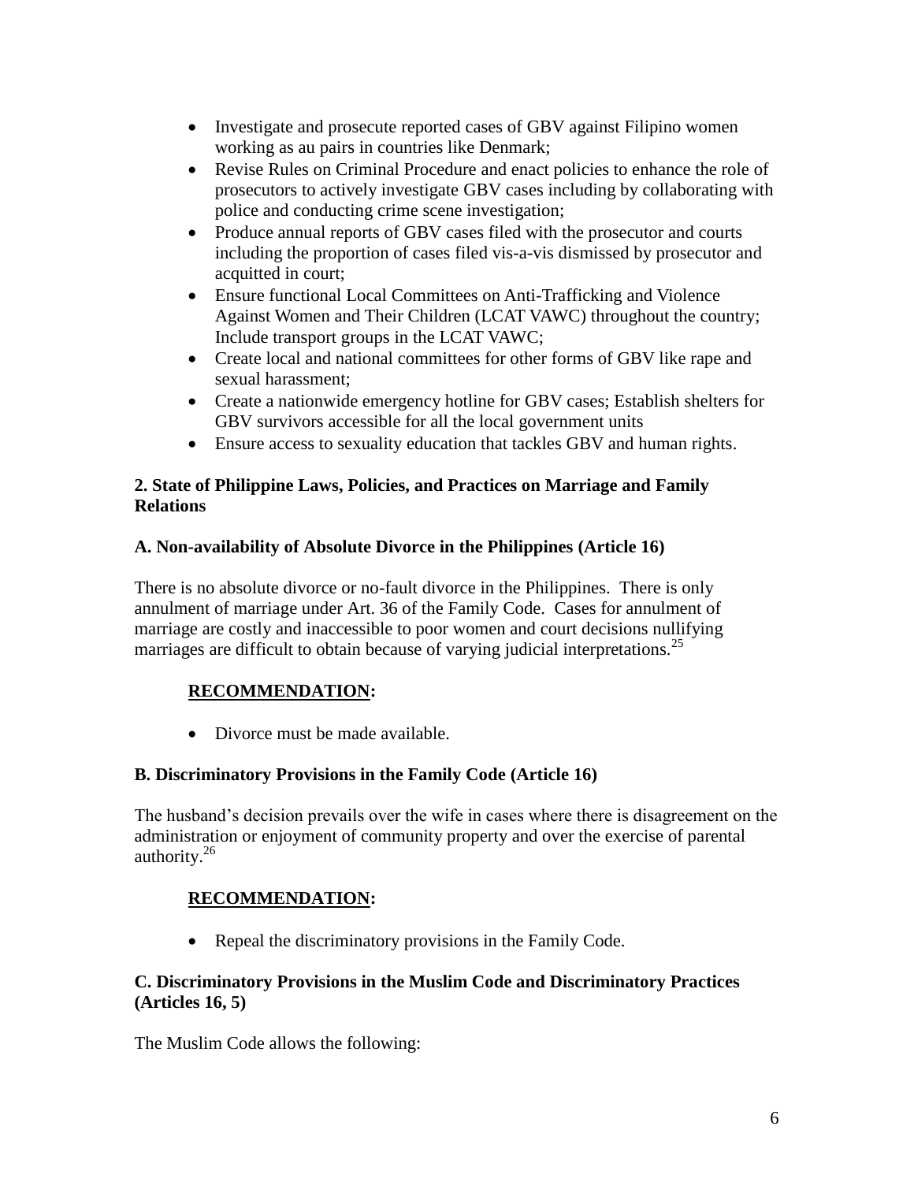- Investigate and prosecute reported cases of GBV against Filipino women working as au pairs in countries like Denmark;
- Revise Rules on Criminal Procedure and enact policies to enhance the role of prosecutors to actively investigate GBV cases including by collaborating with police and conducting crime scene investigation;
- Produce annual reports of GBV cases filed with the prosecutor and courts including the proportion of cases filed vis-a-vis dismissed by prosecutor and acquitted in court;
- Ensure functional Local Committees on Anti-Trafficking and Violence Against Women and Their Children (LCAT VAWC) throughout the country; Include transport groups in the LCAT VAWC;
- Create local and national committees for other forms of GBV like rape and sexual harassment;
- Create a nationwide emergency hotline for GBV cases; Establish shelters for GBV survivors accessible for all the local government units
- Ensure access to sexuality education that tackles GBV and human rights.

**2. State of Philippine Laws, Policies, and Practices on Marriage and Family Relations**

**A. Non-availability of Absolute Divorce in the Philippines (Article 16)**

There is no absolute divorce or no-fault divorce in the Philippines. There is only annulment of marriage under Art. 36 of the Family Code. Cases for annulment of marriage are costly and inaccessible to poor women and court decisions nullifying marriages are difficult to obtain because of varying judicial interpretations.[25]

**RECOMMENDATION:**

- Divorce must be made available.

**B. Discriminatory Provisions in the Family Code (Article 16)**

The husband's decision prevails over the wife in cases where there is disagreement on the administration or enjoyment of community property and over the exercise of parental authority.[26]

**RECOMMENDATION:**

- Repeal the discriminatory provisions in the Family Code.

**C. Discriminatory Provisions in the Muslim Code and Discriminatory Practices (Articles 16, 5)**

The Muslim Code allows the following: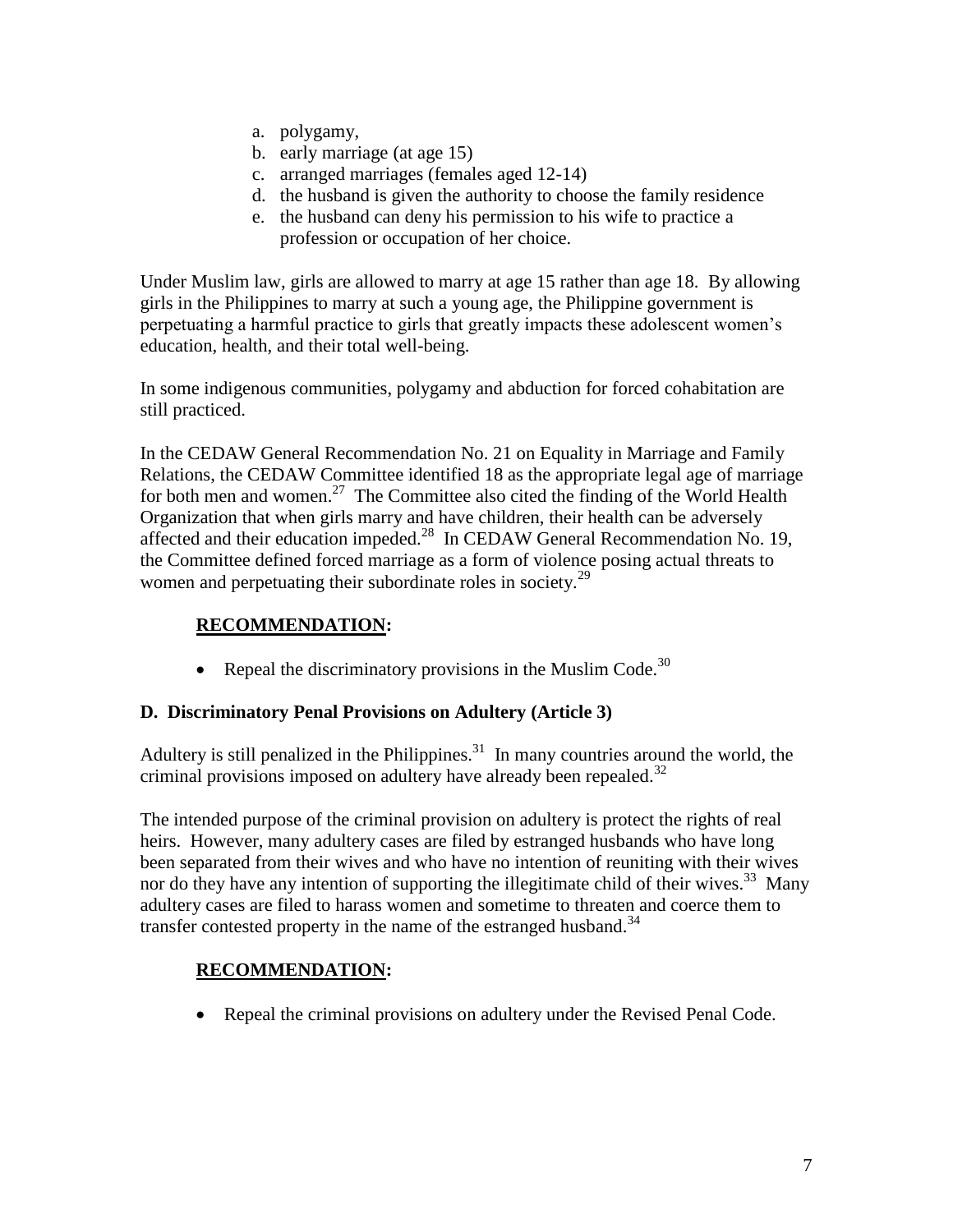a. polygamy,
b. early marriage (at age 15)
c. arranged marriages (females aged 12-14)
d. the husband is given the authority to choose the family residence
e. the husband can deny his permission to his wife to practice a profession or occupation of her choice.

Under Muslim law, girls are allowed to marry at age 15 rather than age 18. By allowing girls in the Philippines to marry at such a young age, the Philippine government is perpetuating a harmful practice to girls that greatly impacts these adolescent women's education, health, and their total well-being.

In some indigenous communities, polygamy and abduction for forced cohabitation are still practiced.

In the CEDAW General Recommendation No. 21 on Equality in Marriage and Family Relations, the CEDAW Committee identified 18 as the appropriate legal age of marriage for both men and women.[27] The Committee also cited the finding of the World Health Organization that when girls marry and have children, their health can be adversely affected and their education impeded.[28] In CEDAW General Recommendation No. 19, the Committee defined forced marriage as a form of violence posing actual threats to women and perpetuating their subordinate roles in society.[29]

**RECOMMENDATION:**

- Repeal the discriminatory provisions in the Muslim Code.[30]

### D. Discriminatory Penal Provisions on Adultery (Article 3)

Adultery is still penalized in the Philippines.[31] In many countries around the world, the criminal provisions imposed on adultery have already been repealed.[32]

The intended purpose of the criminal provision on adultery is protect the rights of real heirs. However, many adultery cases are filed by estranged husbands who have long been separated from their wives and who have no intention of reuniting with their wives nor do they have any intention of supporting the illegitimate child of their wives.[33] Many adultery cases are filed to harass women and sometime to threaten and coerce them to transfer contested property in the name of the estranged husband.[34]

**RECOMMENDATION:**

- Repeal the criminal provisions on adultery under the Revised Penal Code.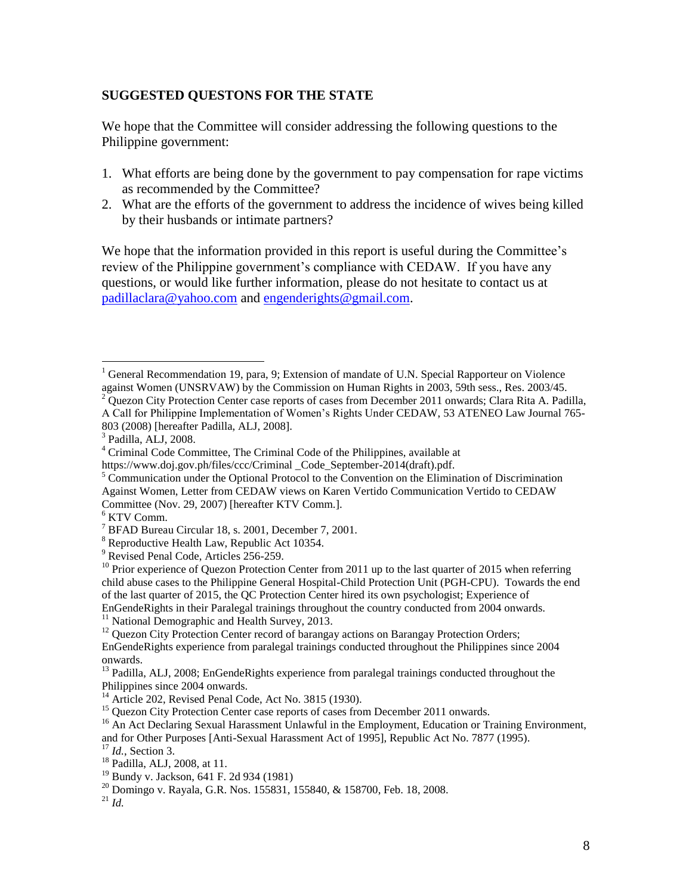## SUGGESTED QUESTONS FOR THE STATE

We hope that the Committee will consider addressing the following questions to the Philippine government:

1. What efforts are being done by the government to pay compensation for rape victims as recommended by the Committee?
2. What are the efforts of the government to address the incidence of wives being killed by their husbands or intimate partners?

We hope that the information provided in this report is useful during the Committee's review of the Philippine government's compliance with CEDAW. If you have any questions, or would like further information, please do not hesitate to contact us at padillaclara@yahoo.com and engenderights@gmail.com.

---

[1] General Recommendation 19, para, 9; Extension of mandate of U.N. Special Rapporteur on Violence against Women (UNSRVAW) by the Commission on Human Rights in 2003, 59th sess., Res. 2003/45.

[2] Quezon City Protection Center case reports of cases from December 2011 onwards; Clara Rita A. Padilla, A Call for Philippine Implementation of Women's Rights Under CEDAW, 53 ATENEO Law Journal 765-803 (2008) [hereafter Padilla, ALJ, 2008].

[3] Padilla, ALJ, 2008.

[4] Criminal Code Committee, The Criminal Code of the Philippines, available at https://www.doj.gov.ph/files/ccc/Criminal _Code_September-2014(draft).pdf.

[5] Communication under the Optional Protocol to the Convention on the Elimination of Discrimination Against Women, Letter from CEDAW views on Karen Vertido Communication Vertido to CEDAW Committee (Nov. 29, 2007) [hereafter KTV Comm.].

[6] KTV Comm.

[7] BFAD Bureau Circular 18, s. 2001, December 7, 2001.

[8] Reproductive Health Law, Republic Act 10354.

[9] Revised Penal Code, Articles 256-259.

[10] Prior experience of Quezon Protection Center from 2011 up to the last quarter of 2015 when referring child abuse cases to the Philippine General Hospital-Child Protection Unit (PGH-CPU). Towards the end of the last quarter of 2015, the QC Protection Center hired its own psychologist; Experience of EnGendeRights in their Paralegal trainings throughout the country conducted from 2004 onwards.

[11] National Demographic and Health Survey, 2013.

[12] Quezon City Protection Center record of barangay actions on Barangay Protection Orders; EnGendeRights experience from paralegal trainings conducted throughout the Philippines since 2004 onwards.

[13] Padilla, ALJ, 2008; EnGendeRights experience from paralegal trainings conducted throughout the Philippines since 2004 onwards.

[14] Article 202, Revised Penal Code, Act No. 3815 (1930).

[15] Quezon City Protection Center case reports of cases from December 2011 onwards.

[16] An Act Declaring Sexual Harassment Unlawful in the Employment, Education or Training Environment, and for Other Purposes [Anti-Sexual Harassment Act of 1995], Republic Act No. 7877 (1995).

[17] *Id.*, Section 3.

[18] Padilla, ALJ, 2008, at 11.

[19] Bundy v. Jackson, 641 F. 2d 934 (1981)

[20] Domingo v. Rayala, G.R. Nos. 155831, 155840, & 158700, Feb. 18, 2008.

[21] *Id.*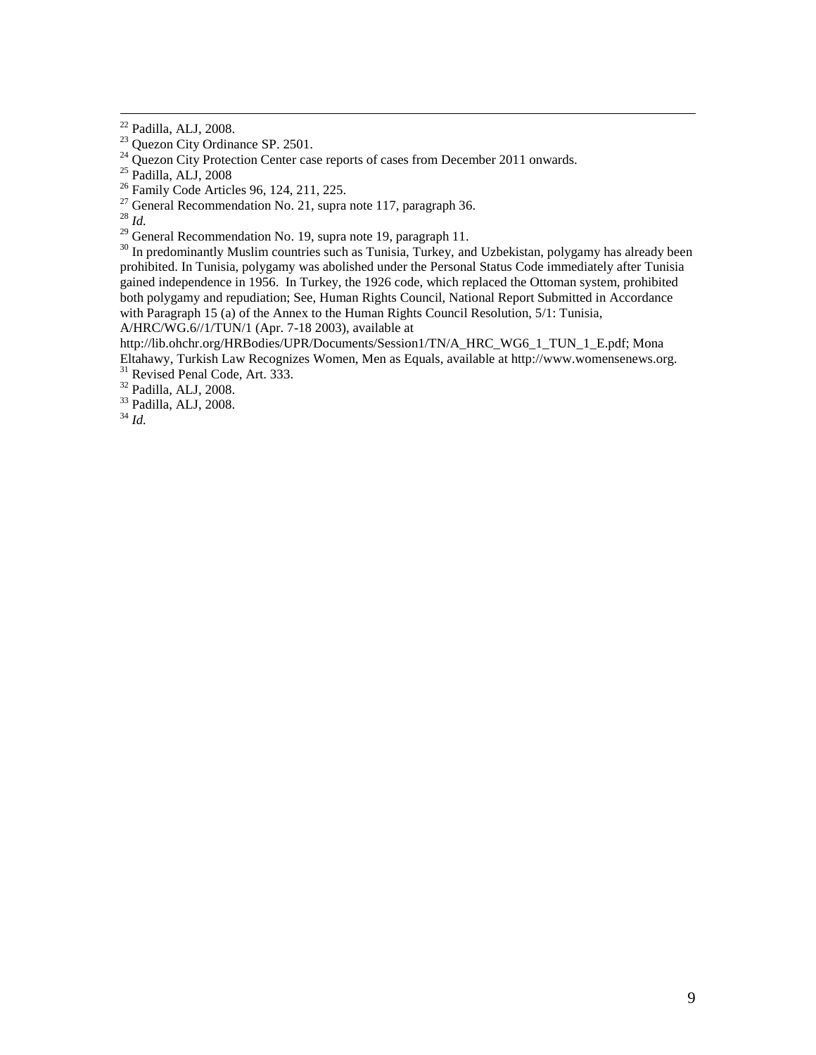[22] Padilla, ALJ, 2008.

[23] Quezon City Ordinance SP. 2501.

[24] Quezon City Protection Center case reports of cases from December 2011 onwards.

[25] Padilla, ALJ, 2008

[26] Family Code Articles 96, 124, 211, 225.

[27] General Recommendation No. 21, supra note 117, paragraph 36.

[28] *Id.*

[29] General Recommendation No. 19, supra note 19, paragraph 11.

[30] In predominantly Muslim countries such as Tunisia, Turkey, and Uzbekistan, polygamy has already been prohibited. In Tunisia, polygamy was abolished under the Personal Status Code immediately after Tunisia gained independence in 1956. In Turkey, the 1926 code, which replaced the Ottoman system, prohibited both polygamy and repudiation; See, Human Rights Council, National Report Submitted in Accordance with Paragraph 15 (a) of the Annex to the Human Rights Council Resolution, 5/1: Tunisia, A/HRC/WG.6//1/TUN/1 (Apr. 7-18 2003), available at http://lib.ohchr.org/HRBodies/UPR/Documents/Session1/TN/A_HRC_WG6_1_TUN_1_E.pdf; Mona Eltahawy, Turkish Law Recognizes Women, Men as Equals, available at http://www.womensenews.org.

[31] Revised Penal Code, Art. 333.

[32] Padilla, ALJ, 2008.

[33] Padilla, ALJ, 2008.

[34] *Id.*